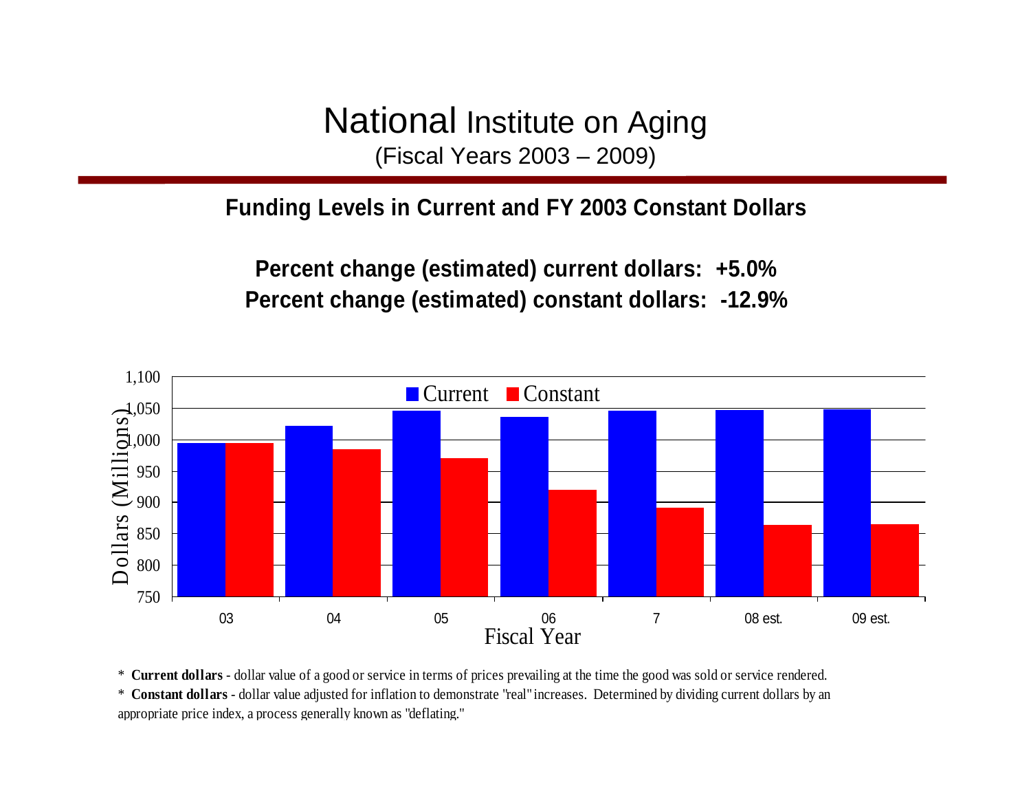# National Institute on Aging

(Fiscal Years 2003 – 2009)

## Funding Levels in Current and FY 2003 Constant Dollars

**Percent change (estimated) current dollars: +5.0%**

**Percent change (estimated) constant dollars: -12.9%**

* **Current dollars** - dollar value of a good or service in terms of prices prevailing at the time the good was sold or service rendered.

* **Constant dollars** - dollar value adjusted for inflation to demonstrate "real" increases. Determined by dividing current dollars by an appropriate price index, a process generally known as "deflating."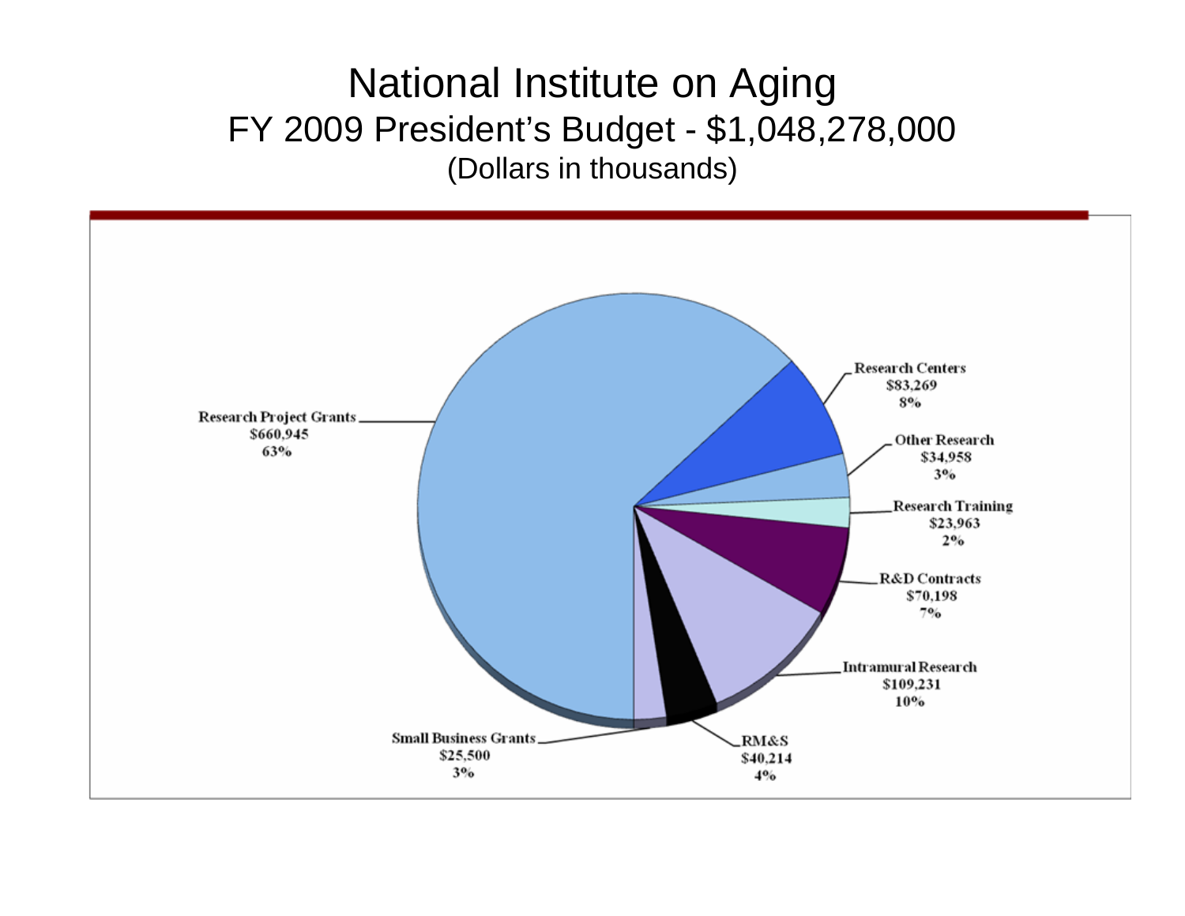# National Institute on Aging

## FY 2009 President's Budget - $1,048,278,000

(Dollars in thousands)

| Category | Amount | Percent |
| --- | --- | --- |
| Research Project Grants | $660,945 | 63% |
| Research Centers | $83,269 | 8% |
| Other Research | $34,958 | 3% |
| Research Training | $23,963 | 2% |
| R&D Contracts | $70,198 | 7% |
| Intramural Research | $109,231 | 10% |
| RM&S | $40,214 | 4% |
| Small Business Grants | $25,500 | 3% |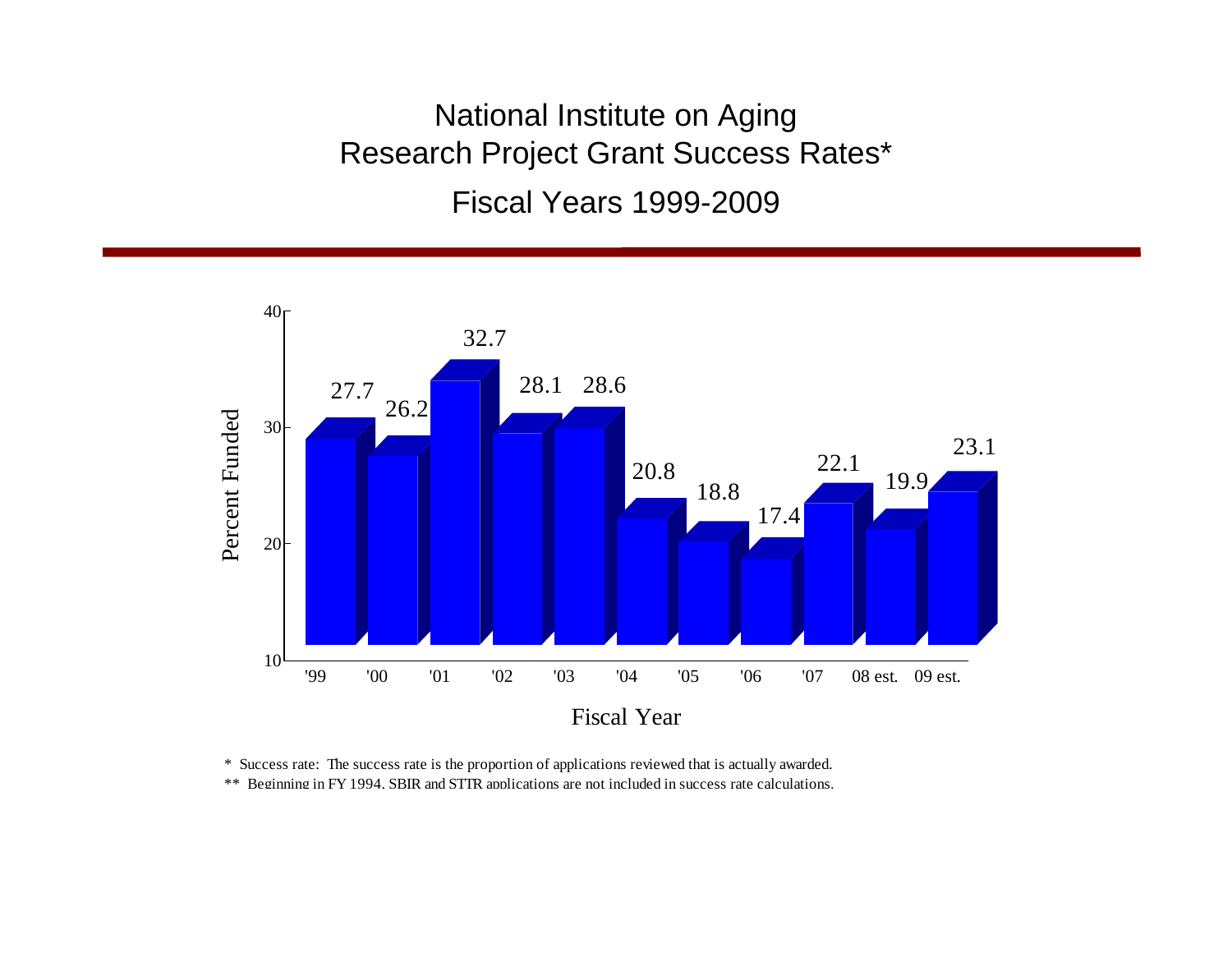# National Institute on Aging
## Research Project Grant Success Rates*
### Fiscal Years 1999-2009

| Fiscal Year | Percent Funded |
| --- | --- |
| '99 | 27.7 |
| '00 | 26.2 |
| '01 | 32.7 |
| '02 | 28.1 |
| '03 | 28.6 |
| '04 | 20.8 |
| '05 | 18.8 |
| '06 | 17.4 |
| '07 | 22.1 |
| 08 est. | 19.9 |
| 09 est. | 23.1 |

\* Success rate: The success rate is the proportion of applications reviewed that is actually awarded.

\*\* Beginning in FY 1994, SBIR and STTR applications are not included in success rate calculations.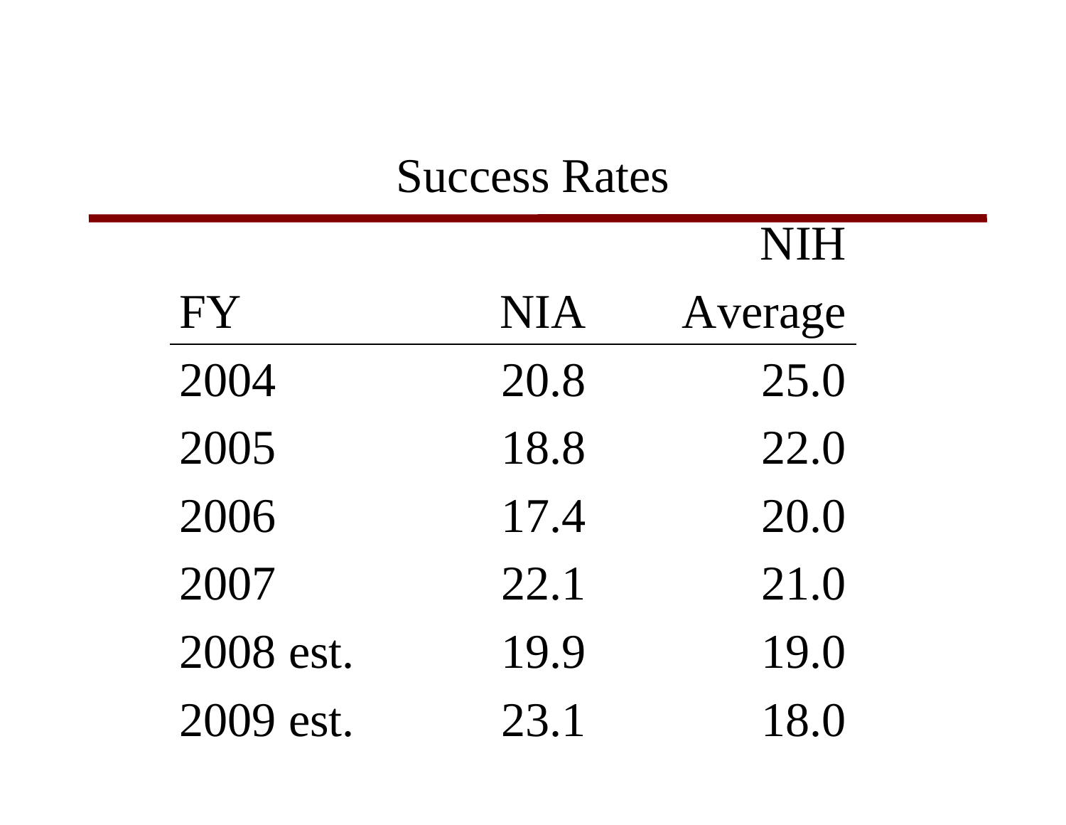# Success Rates

| FY | NIA | NIH Average |
|---|---|---|
| 2004 | 20.8 | 25.0 |
| 2005 | 18.8 | 22.0 |
| 2006 | 17.4 | 20.0 |
| 2007 | 22.1 | 21.0 |
| 2008 est. | 19.9 | 19.0 |
| 2009 est. | 23.1 | 18.0 |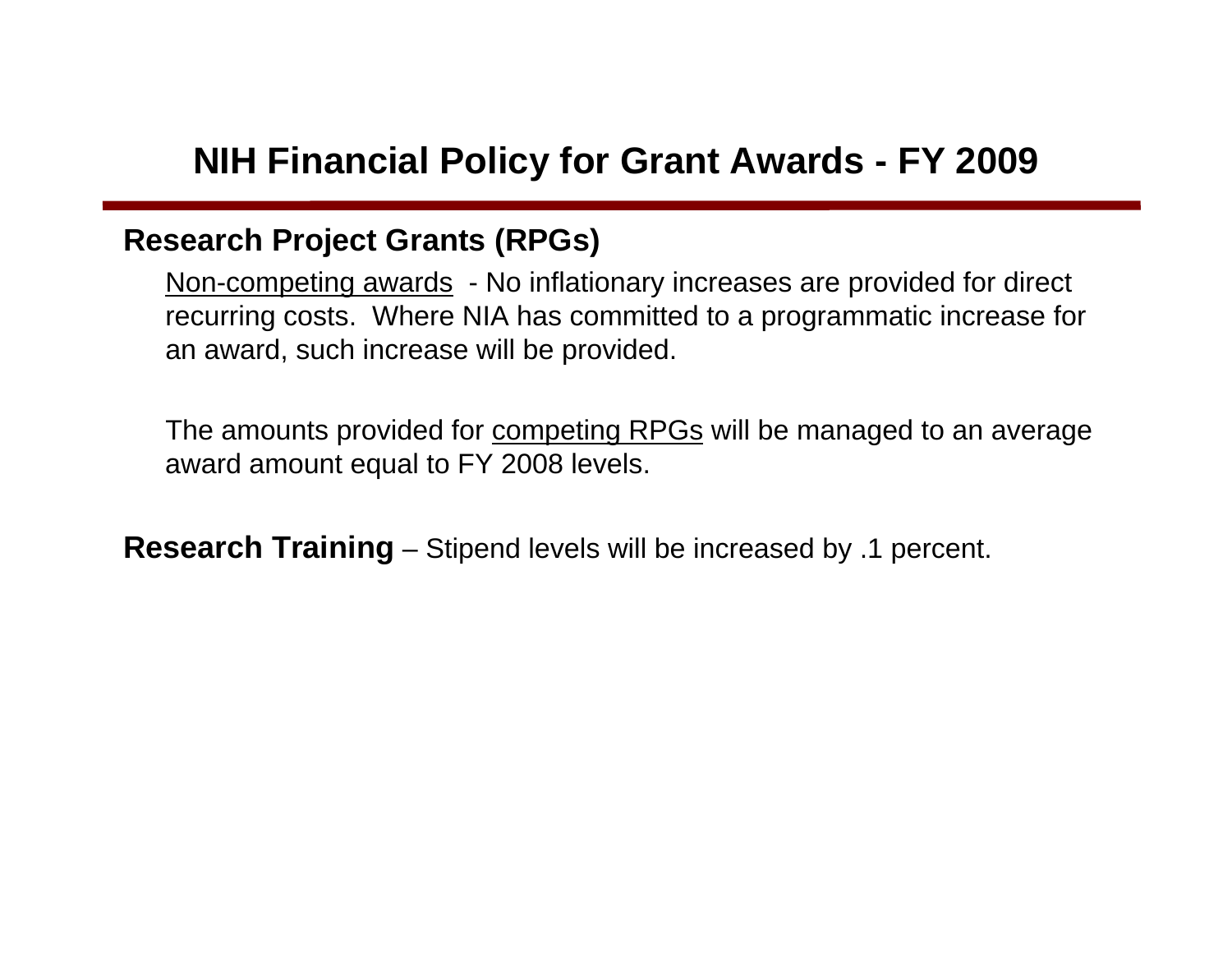# NIH Financial Policy for Grant Awards - FY 2009

## Research Project Grants (RPGs)

Non-competing awards - No inflationary increases are provided for direct recurring costs. Where NIA has committed to a programmatic increase for an award, such increase will be provided.

The amounts provided for competing RPGs will be managed to an average award amount equal to FY 2008 levels.

**Research Training** – Stipend levels will be increased by .1 percent.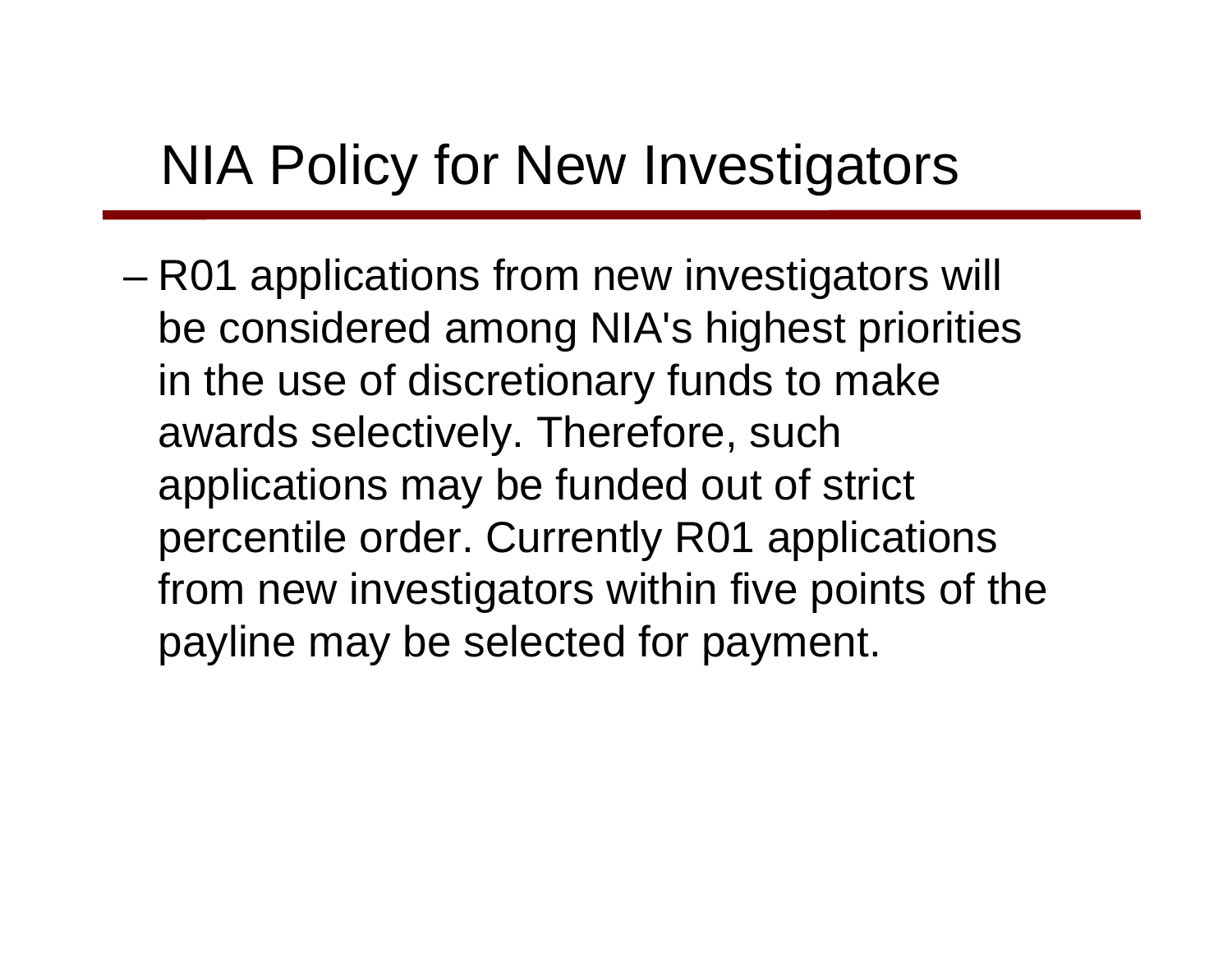# NIA Policy for New Investigators

- R01 applications from new investigators will be considered among NIA's highest priorities in the use of discretionary funds to make awards selectively. Therefore, such applications may be funded out of strict percentile order. Currently R01 applications from new investigators within five points of the payline may be selected for payment.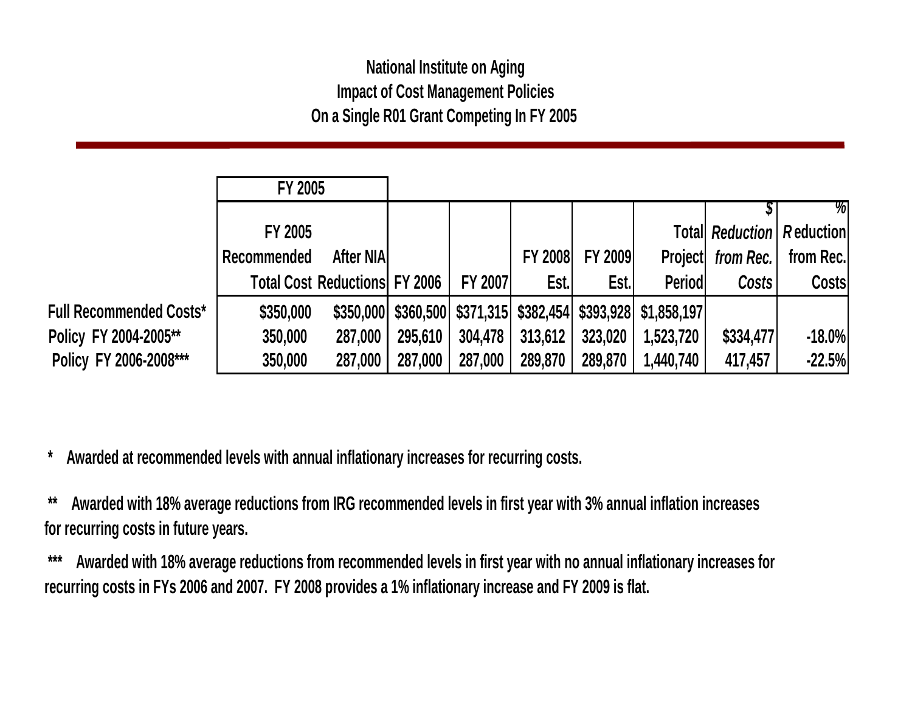# National Institute on Aging
## Impact of Cost Management Policies
## On a Single R01 Grant Competing In FY 2005

| | FY 2005 | | | | | | | | |
|---|---|---|---|---|---|---|---|---|---|
| | FY 2005 Recommended Total Cost | After NIA Reductions | FY 2006 | FY 2007 | FY 2008 Est. | FY 2009 Est. | Total Project Period | *$ Reduction from Rec. Costs* | % Reduction from Rec. Costs |
| Full Recommended Costs* | $350,000 | $350,000 | $360,500 | $371,315 | $382,454 | $393,928 | $1,858,197 | | |
| Policy FY 2004-2005** | 350,000 | 287,000 | 295,610 | 304,478 | 313,612 | 323,020 | 1,523,720 | $334,477 | -18.0% |
| Policy FY 2006-2008*** | 350,000 | 287,000 | 287,000 | 287,000 | 289,870 | 289,870 | 1,440,740 | 417,457 | -22.5% |

\* Awarded at recommended levels with annual inflationary increases for recurring costs.

\*\* Awarded with 18% average reductions from IRG recommended levels in first year with 3% annual inflation increases for recurring costs in future years.

\*\*\* Awarded with 18% average reductions from recommended levels in first year with no annual inflationary increases for recurring costs in FYs 2006 and 2007. FY 2008 provides a 1% inflationary increase and FY 2009 is flat.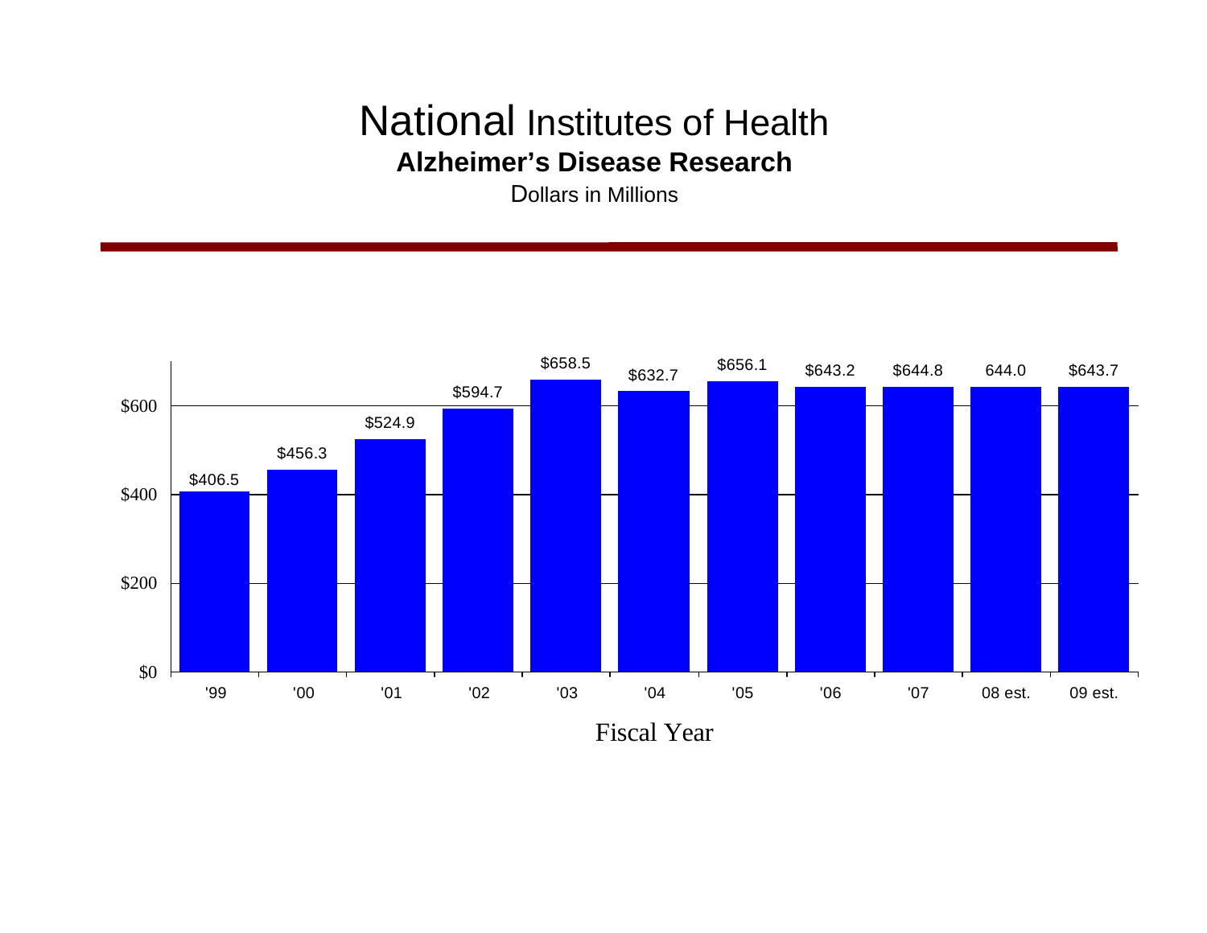# National Institutes of Health

## Alzheimer's Disease Research

Dollars in Millions

| Fiscal Year | Dollars in Millions |
| --- | --- |
| '99 | $406.5 |
| '00 | $456.3 |
| '01 | $524.9 |
| '02 | $594.7 |
| '03 | $658.5 |
| '04 | $632.7 |
| '05 | $656.1 |
| '06 | $643.2 |
| '07 | $644.8 |
| 08 est. | 644.0 |
| 09 est. | $643.7 |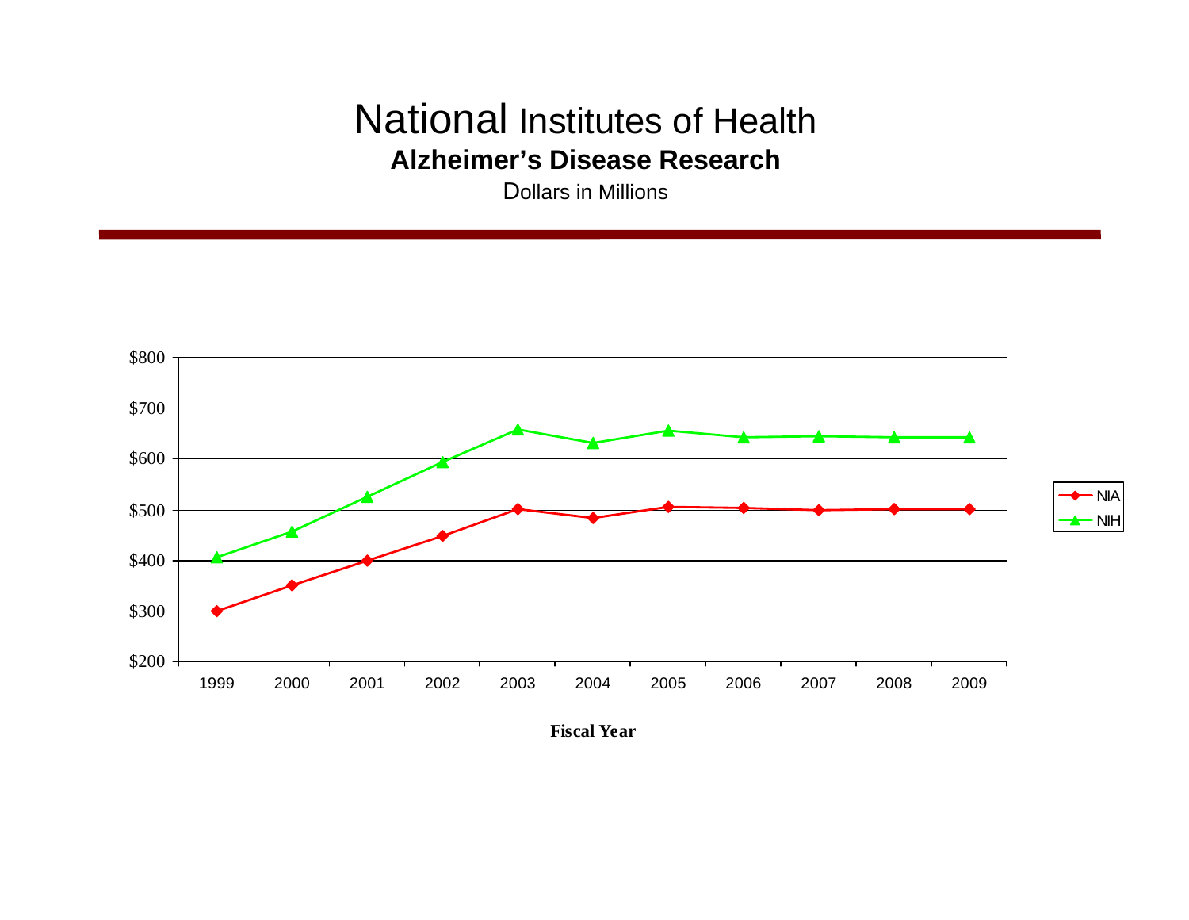# National Institutes of Health

**Alzheimer's Disease Research**

Dollars in Millions

$800
$700
$600
$500
$400
$300
$200

1999 2000 2001 2002 2003 2004 2005 2006 2007 2008 2009

NIA
NIH

**Fiscal Year**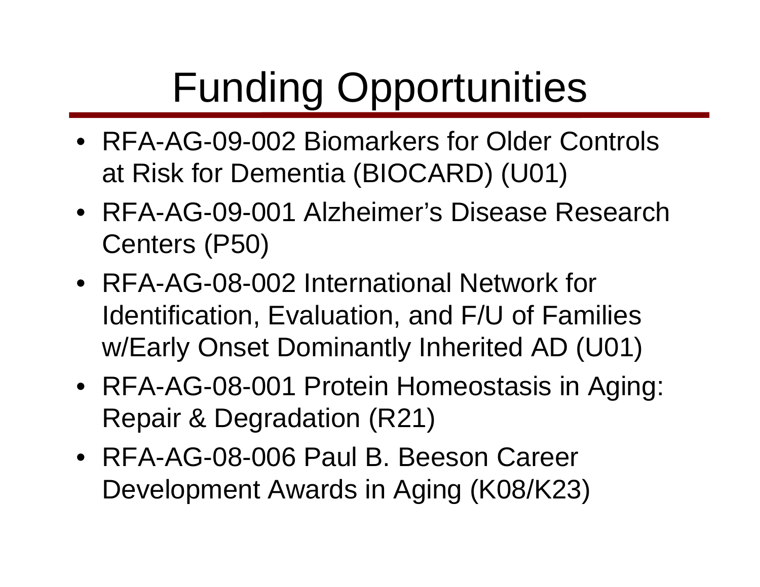# Funding Opportunities

- RFA-AG-09-002 Biomarkers for Older Controls at Risk for Dementia (BIOCARD) (U01)
- RFA-AG-09-001 Alzheimer's Disease Research Centers (P50)
- RFA-AG-08-002 International Network for Identification, Evaluation, and F/U of Families w/Early Onset Dominantly Inherited AD (U01)
- RFA-AG-08-001 Protein Homeostasis in Aging: Repair & Degradation (R21)
- RFA-AG-08-006 Paul B. Beeson Career Development Awards in Aging (K08/K23)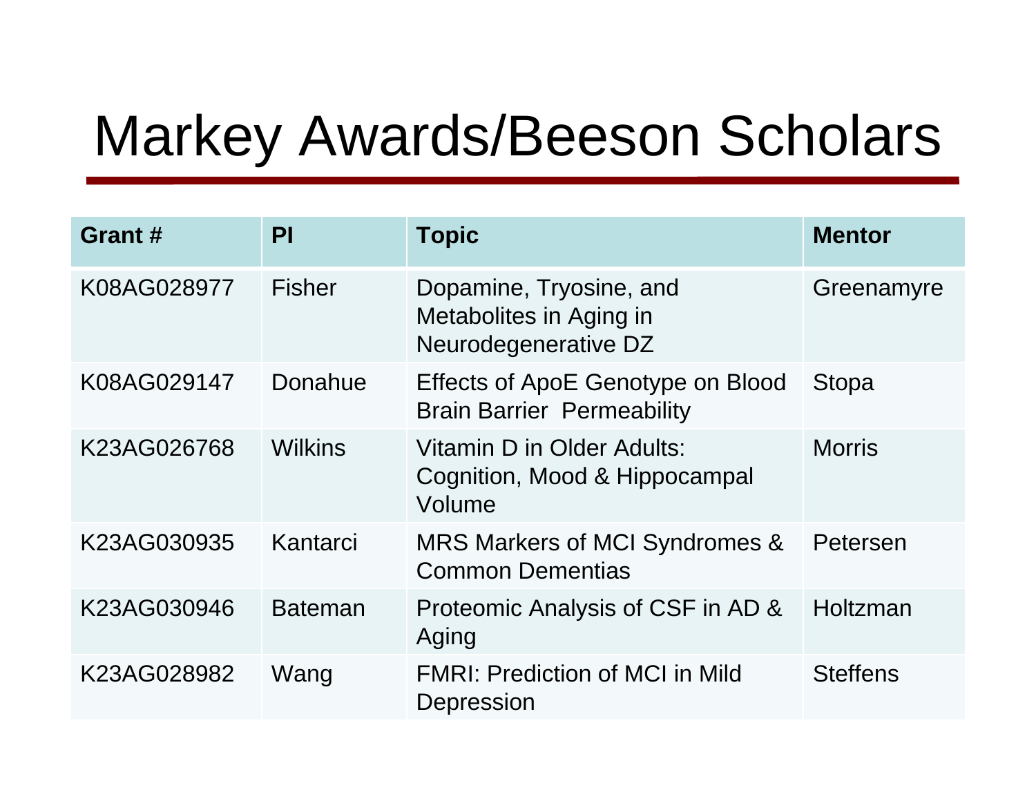# Markey Awards/Beeson Scholars

| Grant # | PI | Topic | Mentor |
|---|---|---|---|
| K08AG028977 | Fisher | Dopamine, Tryosine, and Metabolites in Aging in Neurodegenerative DZ | Greenamyre |
| K08AG029147 | Donahue | Effects of ApoE Genotype on Blood Brain Barrier Permeability | Stopa |
| K23AG026768 | Wilkins | Vitamin D in Older Adults: Cognition, Mood & Hippocampal Volume | Morris |
| K23AG030935 | Kantarci | MRS Markers of MCI Syndromes & Common Dementias | Petersen |
| K23AG030946 | Bateman | Proteomic Analysis of CSF in AD & Aging | Holtzman |
| K23AG028982 | Wang | FMRI: Prediction of MCI in Mild Depression | Steffens |